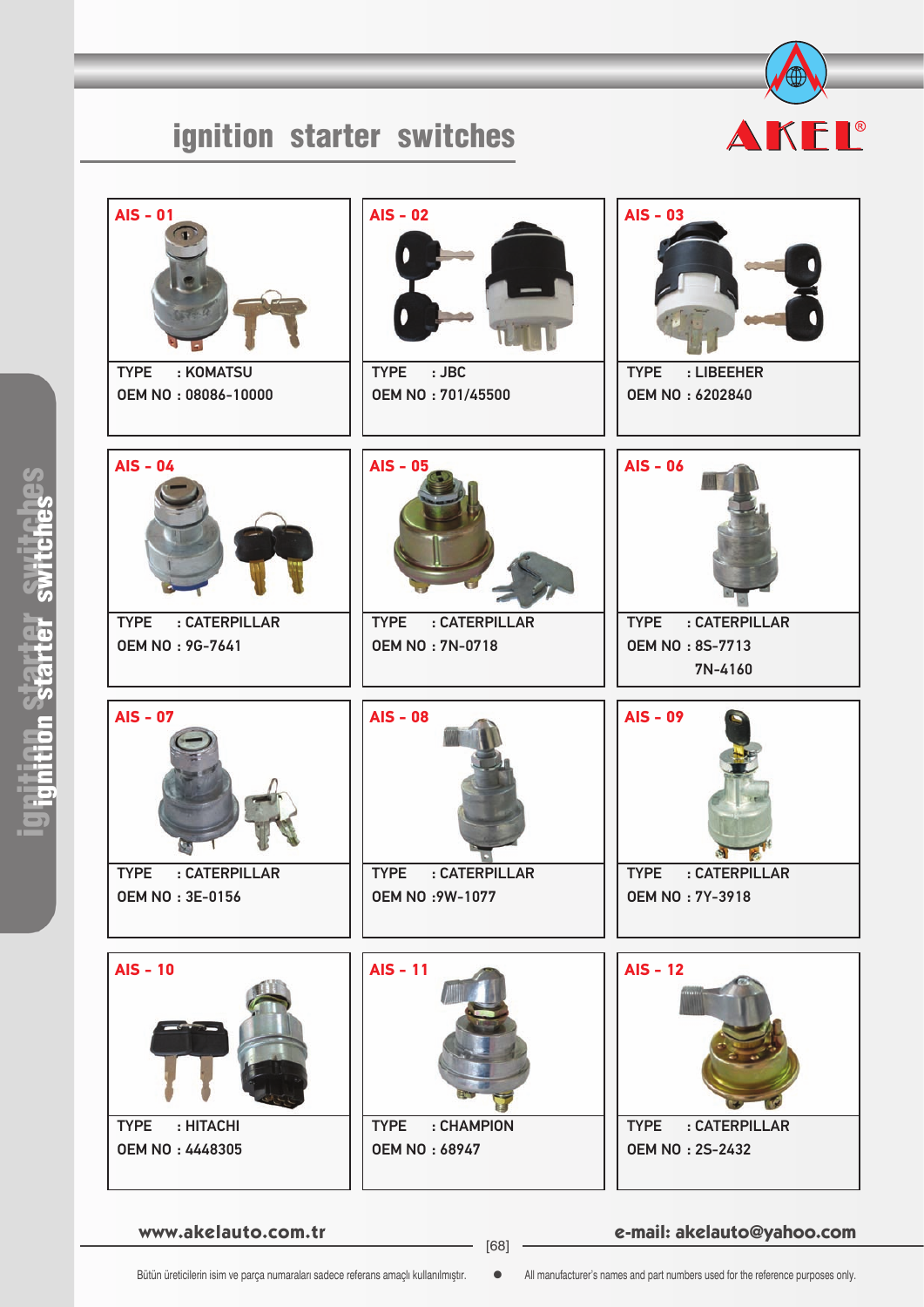# ignition starter switches

AKEL®

**AIS - 01**

TYPE : KOMATSU
OEM NO : 08086-10000

**AIS - 02**

TYPE : JBC
OEM NO : 701/45500

**AIS - 03**

TYPE : LIBEEHER
OEM NO : 6202840

**AIS - 04**

TYPE : CATERPILLAR
OEM NO : 9G-7641

**AIS - 05**

TYPE : CATERPILLAR
OEM NO : 7N-0718

**AIS - 06**

TYPE : CATERPILLAR
OEM NO : 8S-7713
7N-4160

**AIS - 07**

TYPE : CATERPILLAR
OEM NO : 3E-0156

**AIS - 08**

TYPE : CATERPILLAR
OEM NO :9W-1077

**AIS - 09**

TYPE : CATERPILLAR
OEM NO : 7Y-3918

**AIS - 10**

TYPE : HITACHI
OEM NO : 4448305

**AIS - 11**

TYPE : CHAMPION
OEM NO : 68947

**AIS - 12**

TYPE : CATERPILLAR
OEM NO : 2S-2432

www.akelauto.com.tr

e-mail: akelauto@yahoo.com

Bütün üreticilerin isim ve parça numaraları sadece referans amaçlı kullanılmıştır. • All manufacturer's names and part numbers used for the reference purposes only.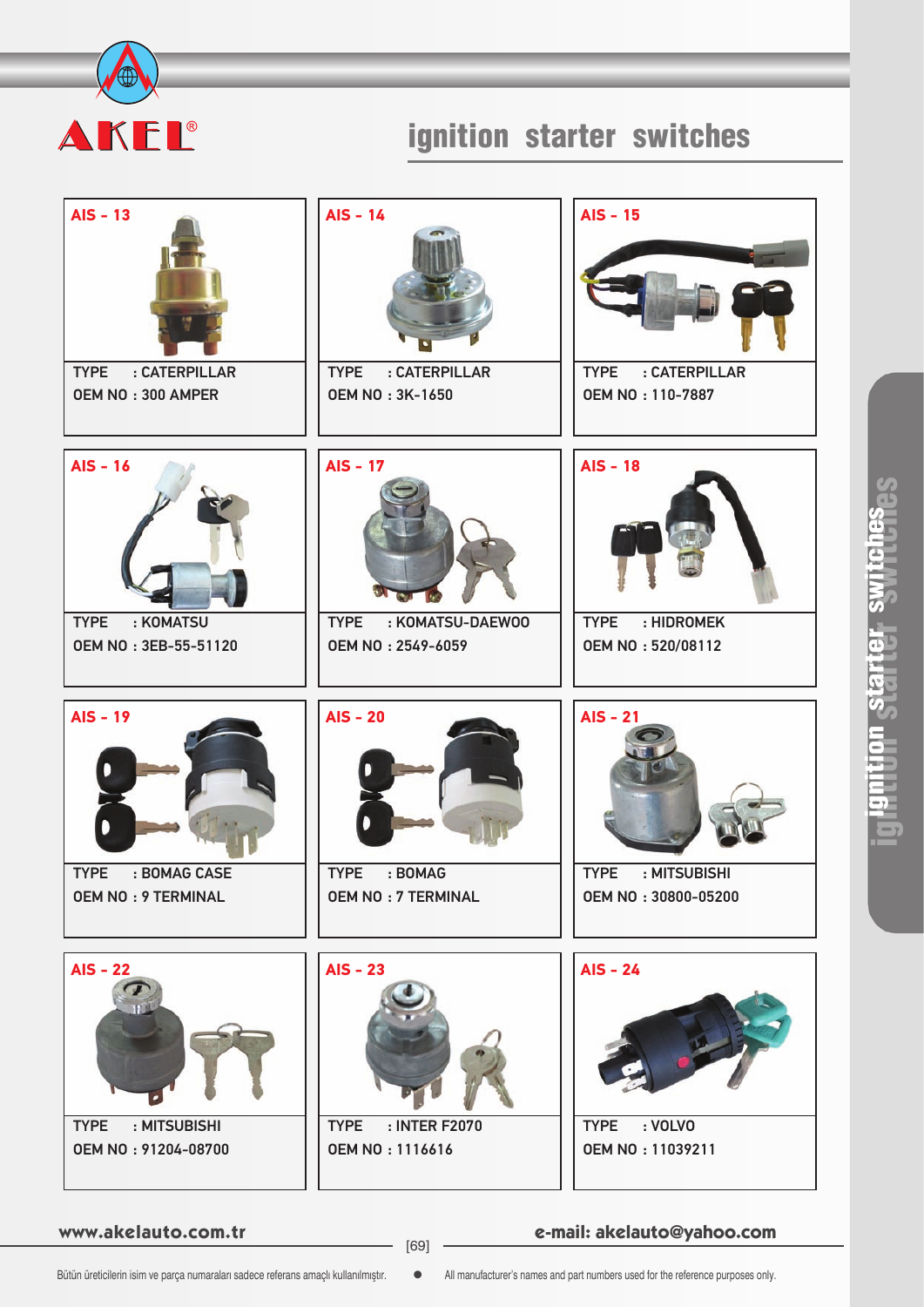# ignition starter switches

**AIS - 13**

TYPE : CATERPILLAR
OEM NO : 300 AMPER

**AIS - 14**

TYPE : CATERPILLAR
OEM NO : 3K-1650

**AIS - 15**

TYPE : CATERPILLAR
OEM NO : 110-7887

**AIS - 16**

TYPE : KOMATSU
OEM NO : 3EB-55-51120

**AIS - 17**

TYPE : KOMATSU-DAEWOO
OEM NO : 2549-6059

**AIS - 18**

TYPE : HIDROMEK
OEM NO : 520/08112

**AIS - 19**

TYPE : BOMAG CASE
OEM NO : 9 TERMINAL

**AIS - 20**

TYPE : BOMAG
OEM NO : 7 TERMINAL

**AIS - 21**

TYPE : MITSUBISHI
OEM NO : 30800-05200

**AIS - 22**

TYPE : MITSUBISHI
OEM NO : 91204-08700

**AIS - 23**

TYPE : INTER F2070
OEM NO : 1116616

**AIS - 24**

TYPE : VOLVO
OEM NO : 11039211

www.akelauto.com.tr

e-mail: akelauto@yahoo.com

Bütün üreticilerin isim ve parça numaraları sadece referans amaçlı kullanılmıştır. • All manufacturer's names and part numbers used for the reference purposes only.